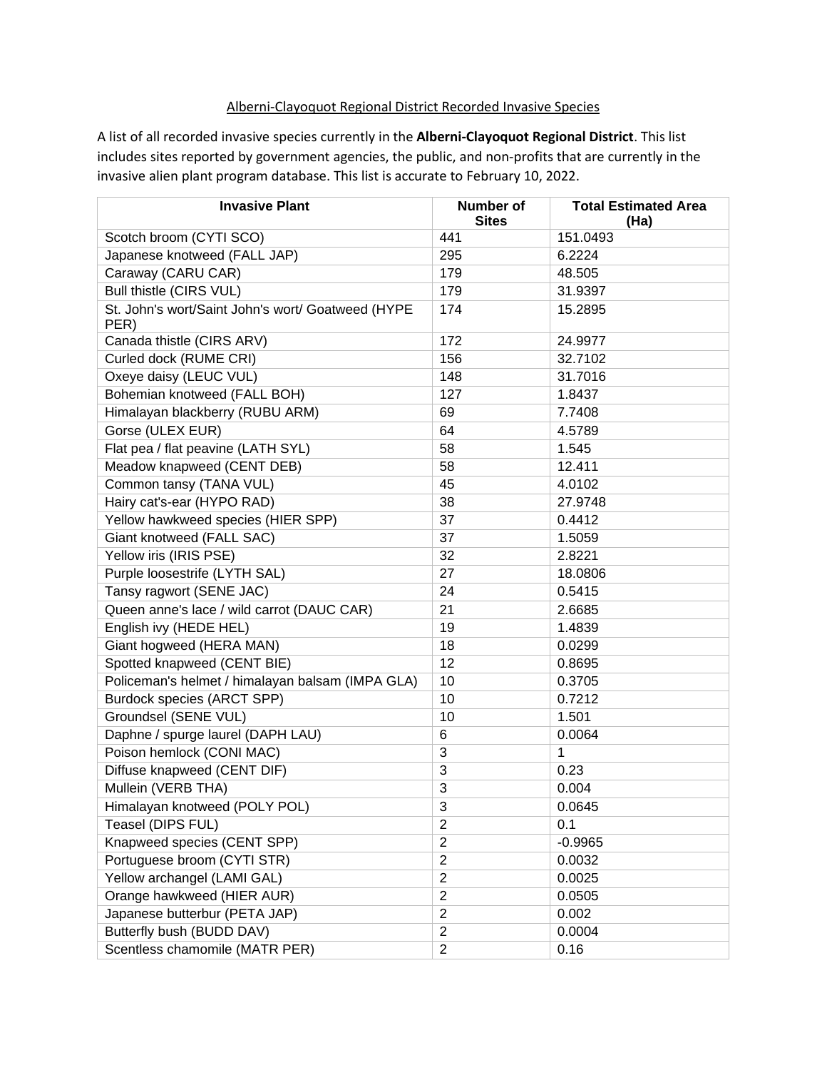Alberni-Clayoquot Regional District Recorded Invasive Species

A list of all recorded invasive species currently in the **Alberni-Clayoquot Regional District**. This list includes sites reported by government agencies, the public, and non-profits that are currently in the invasive alien plant program database. This list is accurate to February 10, 2022.

| Invasive Plant | Number of Sites | Total Estimated Area (Ha) |
|---|---|---|
| Scotch broom (CYTI SCO) | 441 | 151.0493 |
| Japanese knotweed (FALL JAP) | 295 | 6.2224 |
| Caraway (CARU CAR) | 179 | 48.505 |
| Bull thistle (CIRS VUL) | 179 | 31.9397 |
| St. John's wort/Saint John's wort/ Goatweed (HYPE PER) | 174 | 15.2895 |
| Canada thistle (CIRS ARV) | 172 | 24.9977 |
| Curled dock (RUME CRI) | 156 | 32.7102 |
| Oxeye daisy (LEUC VUL) | 148 | 31.7016 |
| Bohemian knotweed (FALL BOH) | 127 | 1.8437 |
| Himalayan blackberry (RUBU ARM) | 69 | 7.7408 |
| Gorse (ULEX EUR) | 64 | 4.5789 |
| Flat pea / flat peavine (LATH SYL) | 58 | 1.545 |
| Meadow knapweed (CENT DEB) | 58 | 12.411 |
| Common tansy (TANA VUL) | 45 | 4.0102 |
| Hairy cat's-ear (HYPO RAD) | 38 | 27.9748 |
| Yellow hawkweed species (HIER SPP) | 37 | 0.4412 |
| Giant knotweed (FALL SAC) | 37 | 1.5059 |
| Yellow iris (IRIS PSE) | 32 | 2.8221 |
| Purple loosestrife (LYTH SAL) | 27 | 18.0806 |
| Tansy ragwort (SENE JAC) | 24 | 0.5415 |
| Queen anne's lace / wild carrot (DAUC CAR) | 21 | 2.6685 |
| English ivy (HEDE HEL) | 19 | 1.4839 |
| Giant hogweed (HERA MAN) | 18 | 0.0299 |
| Spotted knapweed (CENT BIE) | 12 | 0.8695 |
| Policeman's helmet / himalayan balsam (IMPA GLA) | 10 | 0.3705 |
| Burdock species (ARCT SPP) | 10 | 0.7212 |
| Groundsel (SENE VUL) | 10 | 1.501 |
| Daphne / spurge laurel (DAPH LAU) | 6 | 0.0064 |
| Poison hemlock (CONI MAC) | 3 | 1 |
| Diffuse knapweed (CENT DIF) | 3 | 0.23 |
| Mullein (VERB THA) | 3 | 0.004 |
| Himalayan knotweed (POLY POL) | 3 | 0.0645 |
| Teasel (DIPS FUL) | 2 | 0.1 |
| Knapweed species (CENT SPP) | 2 | -0.9965 |
| Portuguese broom (CYTI STR) | 2 | 0.0032 |
| Yellow archangel (LAMI GAL) | 2 | 0.0025 |
| Orange hawkweed (HIER AUR) | 2 | 0.0505 |
| Japanese butterbur (PETA JAP) | 2 | 0.002 |
| Butterfly bush (BUDD DAV) | 2 | 0.0004 |
| Scentless chamomile (MATR PER) | 2 | 0.16 |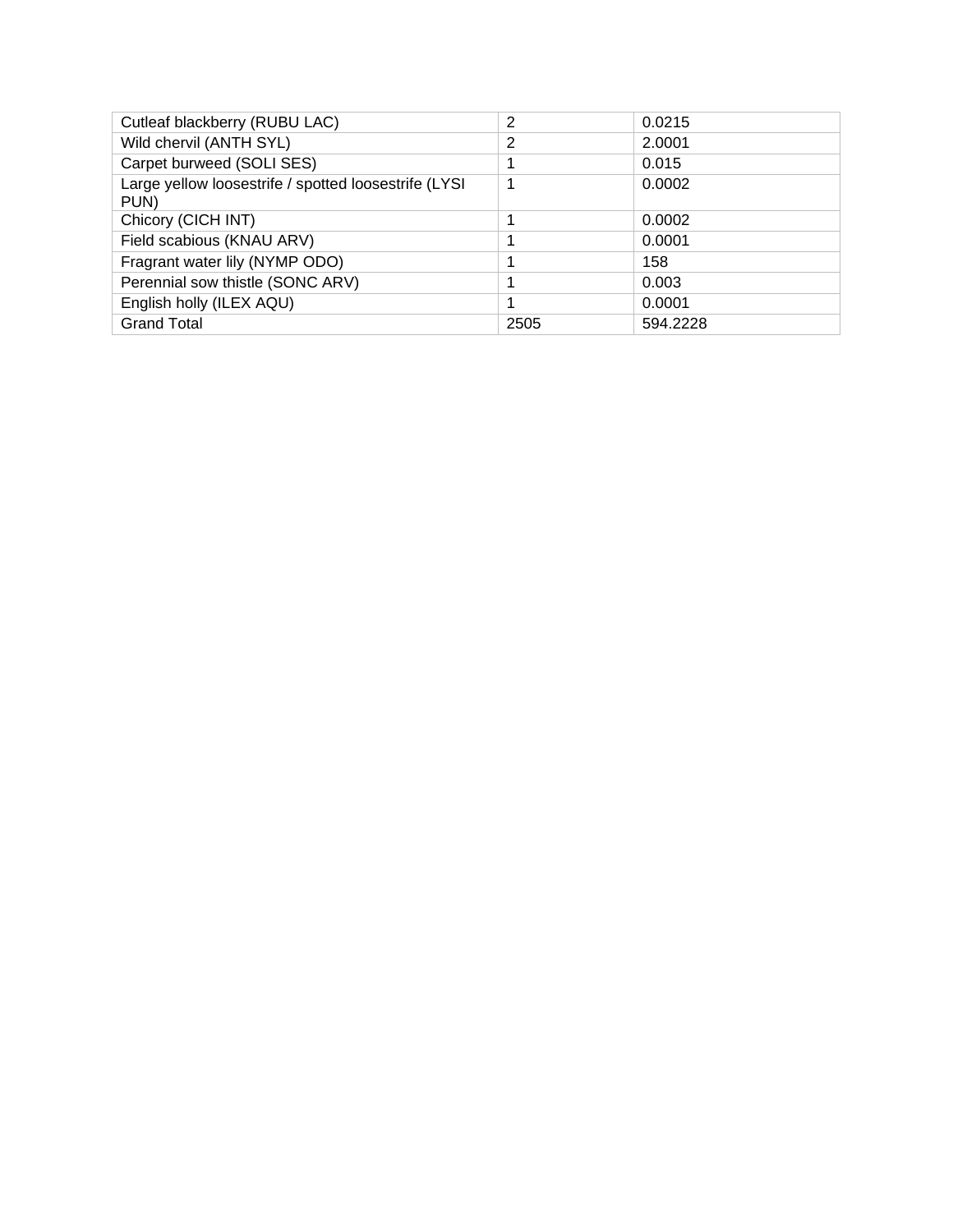| | | |
|---|---|---|
| Cutleaf blackberry (RUBU LAC) | 2 | 0.0215 |
| Wild chervil (ANTH SYL) | 2 | 2.0001 |
| Carpet burweed (SOLI SES) | 1 | 0.015 |
| Large yellow loosestrife / spotted loosestrife (LYSI PUN) | 1 | 0.0002 |
| Chicory (CICH INT) | 1 | 0.0002 |
| Field scabious (KNAU ARV) | 1 | 0.0001 |
| Fragrant water lily (NYMP ODO) | 1 | 158 |
| Perennial sow thistle (SONC ARV) | 1 | 0.003 |
| English holly (ILEX AQU) | 1 | 0.0001 |
| Grand Total | 2505 | 594.2228 |